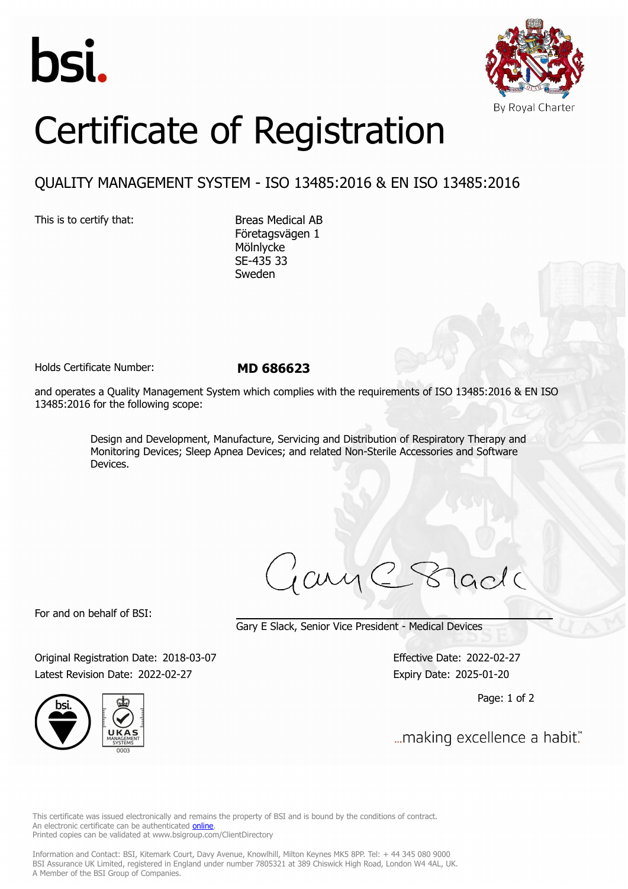bsi.

By Royal Charter

# Certificate of Registration

## QUALITY MANAGEMENT SYSTEM - ISO 13485:2016 & EN ISO 13485:2016

This is to certify that:

Breas Medical AB
Företagsvägen 1
Mölnlycke
SE-435 33
Sweden

Holds Certificate Number: **MD 686623**

and operates a Quality Management System which complies with the requirements of ISO 13485:2016 & EN ISO 13485:2016 for the following scope:

> Design and Development, Manufacture, Servicing and Distribution of Respiratory Therapy and Monitoring Devices; Sleep Apnea Devices; and related Non-Sterile Accessories and Software Devices.

For and on behalf of BSI:

Gary E Slack, Senior Vice President - Medical Devices

Original Registration Date: 2018-03-07
Latest Revision Date: 2022-02-27

Effective Date: 2022-02-27
Expiry Date: 2025-01-20

...making excellence a habit.™

This certificate was issued electronically and remains the property of BSI and is bound by the conditions of contract.
An electronic certificate can be authenticated online.
Printed copies can be validated at www.bsigroup.com/ClientDirectory

Information and Contact: BSI, Kitemark Court, Davy Avenue, Knowlhill, Milton Keynes MK5 8PP. Tel: + 44 345 080 9000
BSI Assurance UK Limited, registered in England under number 7805321 at 389 Chiswick High Road, London W4 4AL, UK.
A Member of the BSI Group of Companies.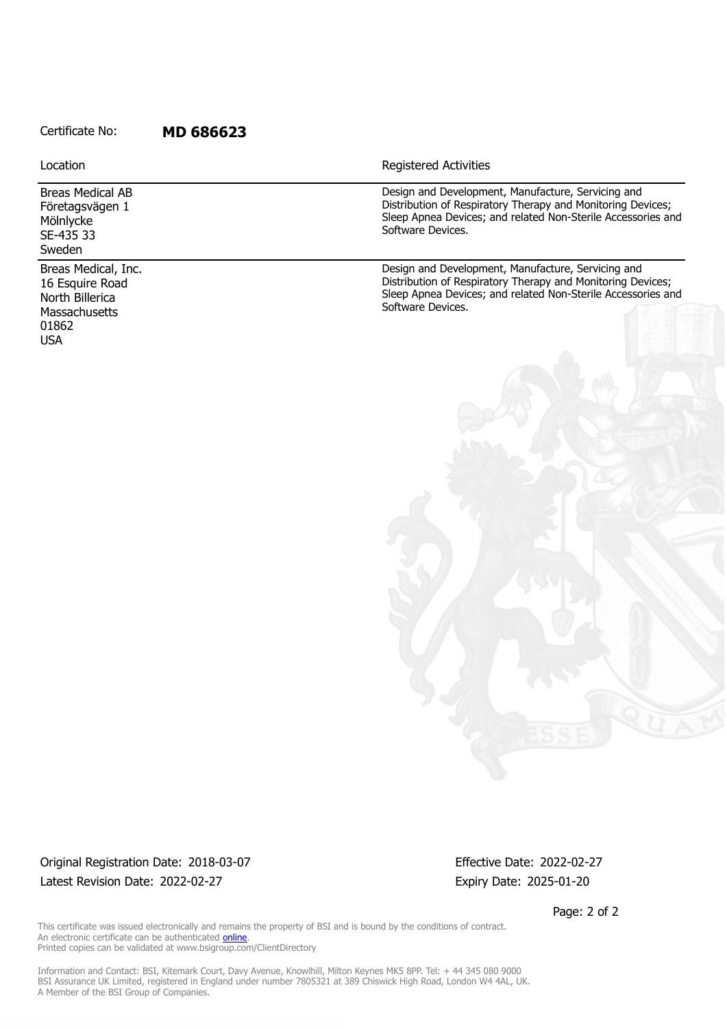Certificate No: **MD 686623**

| Location | Registered Activities |
| --- | --- |
| Breas Medical AB<br>Företagsvägen 1<br>Mölnlycke<br>SE-435 33<br>Sweden | Design and Development, Manufacture, Servicing and Distribution of Respiratory Therapy and Monitoring Devices; Sleep Apnea Devices; and related Non-Sterile Accessories and Software Devices. |
| Breas Medical, Inc.<br>16 Esquire Road<br>North Billerica<br>Massachusetts<br>01862<br>USA | Design and Development, Manufacture, Servicing and Distribution of Respiratory Therapy and Monitoring Devices; Sleep Apnea Devices; and related Non-Sterile Accessories and Software Devices. |

Original Registration Date: 2018-03-07

Latest Revision Date: 2022-02-27

Effective Date: 2022-02-27

Expiry Date: 2025-01-20

This certificate was issued electronically and remains the property of BSI and is bound by the conditions of contract.
An electronic certificate can be authenticated online.
Printed copies can be validated at www.bsigroup.com/ClientDirectory

Information and Contact: BSI, Kitemark Court, Davy Avenue, Knowlhill, Milton Keynes MK5 8PP. Tel: + 44 345 080 9000
BSI Assurance UK Limited, registered in England under number 7805321 at 389 Chiswick High Road, London W4 4AL, UK.
A Member of the BSI Group of Companies.